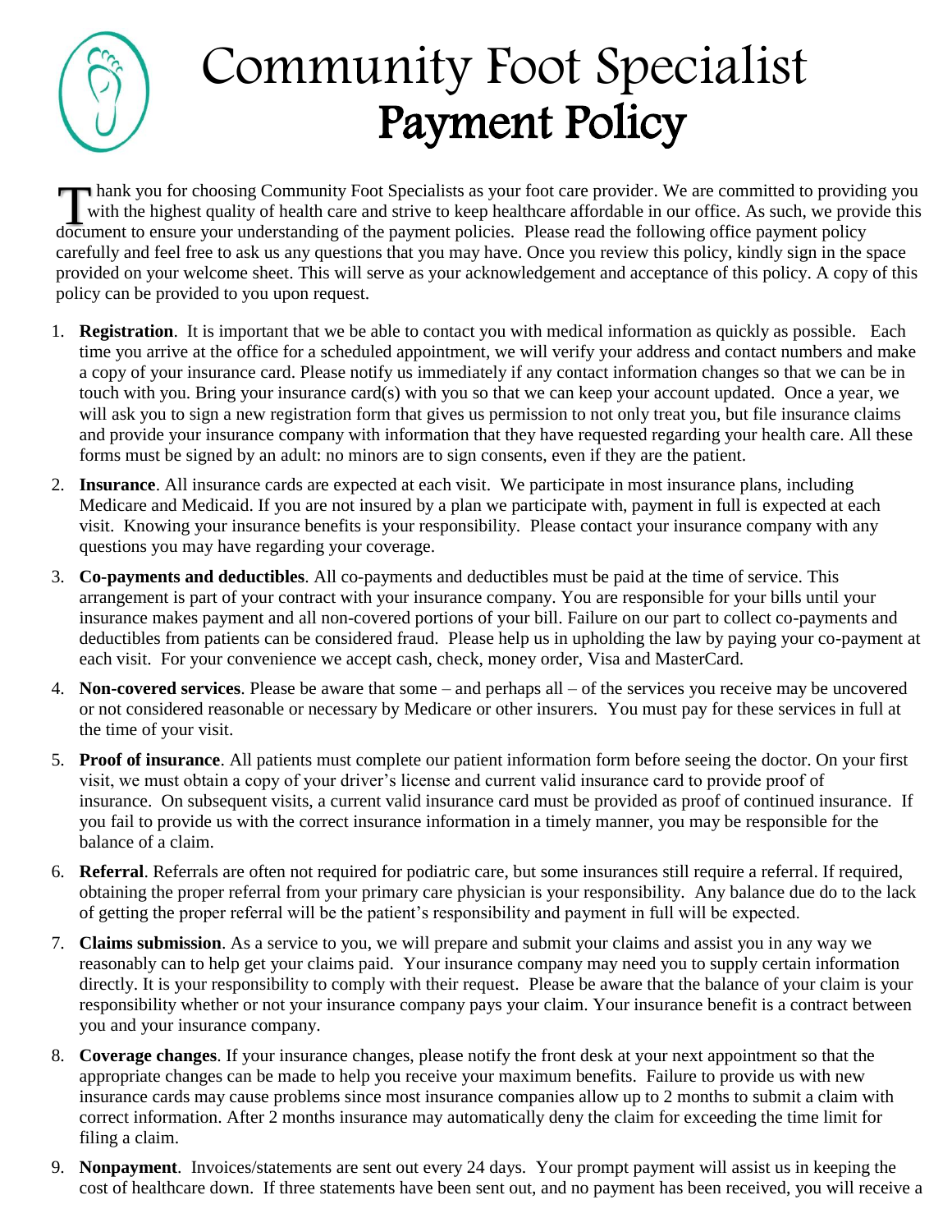# Community Foot Specialist

## Payment Policy

Thank you for choosing Community Foot Specialists as your foot care provider. We are committed to providing you with the highest quality of health care and strive to keep healthcare affordable in our office. As such, we provide this document to ensure your understanding of the payment policies. Please read the following office payment policy carefully and feel free to ask us any questions that you may have. Once you review this policy, kindly sign in the space provided on your welcome sheet. This will serve as your acknowledgement and acceptance of this policy. A copy of this policy can be provided to you upon request.

1. **Registration**. It is important that we be able to contact you with medical information as quickly as possible. Each time you arrive at the office for a scheduled appointment, we will verify your address and contact numbers and make a copy of your insurance card. Please notify us immediately if any contact information changes so that we can be in touch with you. Bring your insurance card(s) with you so that we can keep your account updated. Once a year, we will ask you to sign a new registration form that gives us permission to not only treat you, but file insurance claims and provide your insurance company with information that they have requested regarding your health care. All these forms must be signed by an adult: no minors are to sign consents, even if they are the patient.
2. **Insurance**. All insurance cards are expected at each visit. We participate in most insurance plans, including Medicare and Medicaid. If you are not insured by a plan we participate with, payment in full is expected at each visit. Knowing your insurance benefits is your responsibility. Please contact your insurance company with any questions you may have regarding your coverage.
3. **Co-payments and deductibles**. All co-payments and deductibles must be paid at the time of service. This arrangement is part of your contract with your insurance company. You are responsible for your bills until your insurance makes payment and all non-covered portions of your bill. Failure on our part to collect co-payments and deductibles from patients can be considered fraud. Please help us in upholding the law by paying your co-payment at each visit. For your convenience we accept cash, check, money order, Visa and MasterCard.
4. **Non-covered services**. Please be aware that some – and perhaps all – of the services you receive may be uncovered or not considered reasonable or necessary by Medicare or other insurers. You must pay for these services in full at the time of your visit.
5. **Proof of insurance**. All patients must complete our patient information form before seeing the doctor. On your first visit, we must obtain a copy of your driver's license and current valid insurance card to provide proof of insurance. On subsequent visits, a current valid insurance card must be provided as proof of continued insurance. If you fail to provide us with the correct insurance information in a timely manner, you may be responsible for the balance of a claim.
6. **Referral**. Referrals are often not required for podiatric care, but some insurances still require a referral. If required, obtaining the proper referral from your primary care physician is your responsibility. Any balance due do to the lack of getting the proper referral will be the patient's responsibility and payment in full will be expected.
7. **Claims submission**. As a service to you, we will prepare and submit your claims and assist you in any way we reasonably can to help get your claims paid. Your insurance company may need you to supply certain information directly. It is your responsibility to comply with their request. Please be aware that the balance of your claim is your responsibility whether or not your insurance company pays your claim. Your insurance benefit is a contract between you and your insurance company.
8. **Coverage changes**. If your insurance changes, please notify the front desk at your next appointment so that the appropriate changes can be made to help you receive your maximum benefits. Failure to provide us with new insurance cards may cause problems since most insurance companies allow up to 2 months to submit a claim with correct information. After 2 months insurance may automatically deny the claim for exceeding the time limit for filing a claim.
9. **Nonpayment**. Invoices/statements are sent out every 24 days. Your prompt payment will assist us in keeping the cost of healthcare down. If three statements have been sent out, and no payment has been received, you will receive a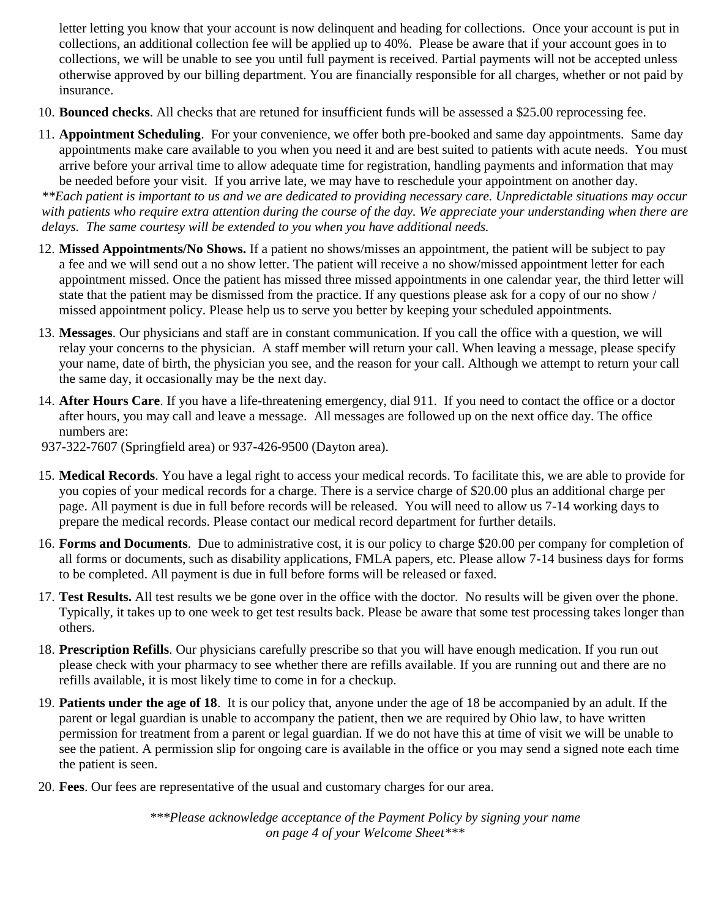letter letting you know that your account is now delinquent and heading for collections. Once your account is put in collections, an additional collection fee will be applied up to 40%. Please be aware that if your account goes in to collections, we will be unable to see you until full payment is received. Partial payments will not be accepted unless otherwise approved by our billing department. You are financially responsible for all charges, whether or not paid by insurance.

10. **Bounced checks**. All checks that are retuned for insufficient funds will be assessed a $25.00 reprocessing fee.

11. **Appointment Scheduling**. For your convenience, we offer both pre-booked and same day appointments. Same day appointments make care available to you when you need it and are best suited to patients with acute needs. You must arrive before your arrival time to allow adequate time for registration, handling payments and information that may be needed before your visit. If you arrive late, we may have to reschedule your appointment on another day.

*\*\*Each patient is important to us and we are dedicated to providing necessary care. Unpredictable situations may occur with patients who require extra attention during the course of the day. We appreciate your understanding when there are delays. The same courtesy will be extended to you when you have additional needs.*

12. **Missed Appointments/No Shows.** If a patient no shows/misses an appointment, the patient will be subject to pay a fee and we will send out a no show letter. The patient will receive a no show/missed appointment letter for each appointment missed. Once the patient has missed three missed appointments in one calendar year, the third letter will state that the patient may be dismissed from the practice. If any questions please ask for a copy of our no show / missed appointment policy. Please help us to serve you better by keeping your scheduled appointments.

13. **Messages**. Our physicians and staff are in constant communication. If you call the office with a question, we will relay your concerns to the physician. A staff member will return your call. When leaving a message, please specify your name, date of birth, the physician you see, and the reason for your call. Although we attempt to return your call the same day, it occasionally may be the next day.

14. **After Hours Care**. If you have a life-threatening emergency, dial 911. If you need to contact the office or a doctor after hours, you may call and leave a message. All messages are followed up on the next office day. The office numbers are:

937-322-7607 (Springfield area) or 937-426-9500 (Dayton area).

15. **Medical Records**. You have a legal right to access your medical records. To facilitate this, we are able to provide for you copies of your medical records for a charge. There is a service charge of $20.00 plus an additional charge per page. All payment is due in full before records will be released. You will need to allow us 7-14 working days to prepare the medical records. Please contact our medical record department for further details.

16. **Forms and Documents**. Due to administrative cost, it is our policy to charge $20.00 per company for completion of all forms or documents, such as disability applications, FMLA papers, etc. Please allow 7-14 business days for forms to be completed. All payment is due in full before forms will be released or faxed.

17. **Test Results.** All test results we be gone over in the office with the doctor. No results will be given over the phone. Typically, it takes up to one week to get test results back. Please be aware that some test processing takes longer than others.

18. **Prescription Refills**. Our physicians carefully prescribe so that you will have enough medication. If you run out please check with your pharmacy to see whether there are refills available. If you are running out and there are no refills available, it is most likely time to come in for a checkup.

19. **Patients under the age of 18**. It is our policy that, anyone under the age of 18 be accompanied by an adult. If the parent or legal guardian is unable to accompany the patient, then we are required by Ohio law, to have written permission for treatment from a parent or legal guardian. If we do not have this at time of visit we will be unable to see the patient. A permission slip for ongoing care is available in the office or you may send a signed note each time the patient is seen.

20. **Fees**. Our fees are representative of the usual and customary charges for our area.

*\*\*\*Please acknowledge acceptance of the Payment Policy by signing your name on page 4 of your Welcome Sheet\*\*\**